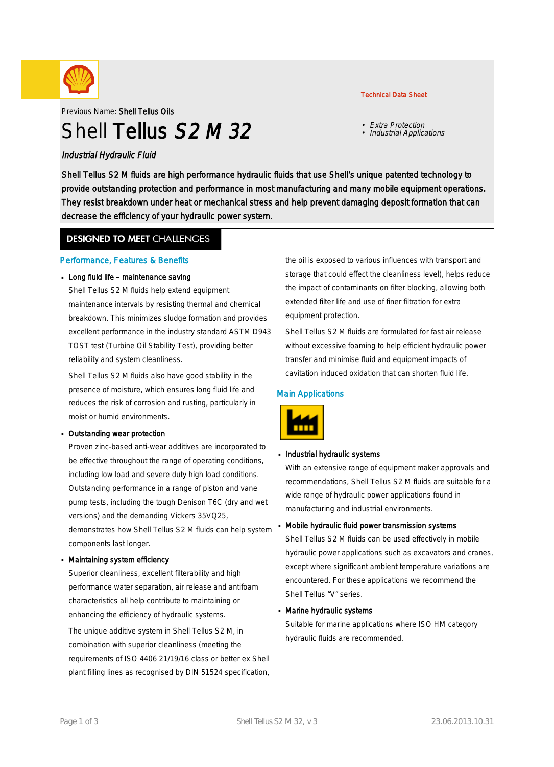Technical Data Sheet

Previous Name: **Shell Tellus Oils**

# Shell **Tellus** *S2 M 32*

- *Extra Protection*
- *Industrial Applications*

*Industrial Hydraulic Fluid*

Shell Tellus S2 M fluids are high performance hydraulic fluids that use Shell's unique patented technology to provide outstanding protection and performance in most manufacturing and many mobile equipment operations. They resist breakdown under heat or mechanical stress and help prevent damaging deposit formation that can decrease the efficiency of your hydraulic power system.

## DESIGNED TO MEET CHALLENGES

### Performance, Features & Benefits

- **Long fluid life – maintenance saving**

  Shell Tellus S2 M fluids help extend equipment maintenance intervals by resisting thermal and chemical breakdown. This minimizes sludge formation and provides excellent performance in the industry standard ASTM D943 TOST test (Turbine Oil Stability Test), providing better reliability and system cleanliness.

  Shell Tellus S2 M fluids also have good stability in the presence of moisture, which ensures long fluid life and reduces the risk of corrosion and rusting, particularly in moist or humid environments.

- **Outstanding wear protection**

  Proven zinc-based anti-wear additives are incorporated to be effective throughout the range of operating conditions, including low load and severe duty high load conditions. Outstanding performance in a range of piston and vane pump tests, including the tough Denison T6C (dry and wet versions) and the demanding Vickers 35VQ25, demonstrates how Shell Tellus S2 M fluids can help system components last longer.

- **Maintaining system efficiency**

  Superior cleanliness, excellent filterability and high performance water separation, air release and antifoam characteristics all help contribute to maintaining or enhancing the efficiency of hydraulic systems.

  The unique additive system in Shell Tellus S2 M, in combination with superior cleanliness (meeting the requirements of ISO 4406 21/19/16 class or better ex Shell plant filling lines as recognised by DIN 51524 specification, the oil is exposed to various influences with transport and storage that could effect the cleanliness level), helps reduce the impact of contaminants on filter blocking, allowing both extended filter life and use of finer filtration for extra equipment protection.

  Shell Tellus S2 M fluids are formulated for fast air release without excessive foaming to help efficient hydraulic power transfer and minimise fluid and equipment impacts of cavitation induced oxidation that can shorten fluid life.

### Main Applications

- **Industrial hydraulic systems**

  With an extensive range of equipment maker approvals and recommendations, Shell Tellus S2 M fluids are suitable for a wide range of hydraulic power applications found in manufacturing and industrial environments.

- **Mobile hydraulic fluid power transmission systems**

  Shell Tellus S2 M fluids can be used effectively in mobile hydraulic power applications such as excavators and cranes, except where significant ambient temperature variations are encountered. For these applications we recommend the Shell Tellus "V" series.

- **Marine hydraulic systems**

  Suitable for marine applications where ISO HM category hydraulic fluids are recommended.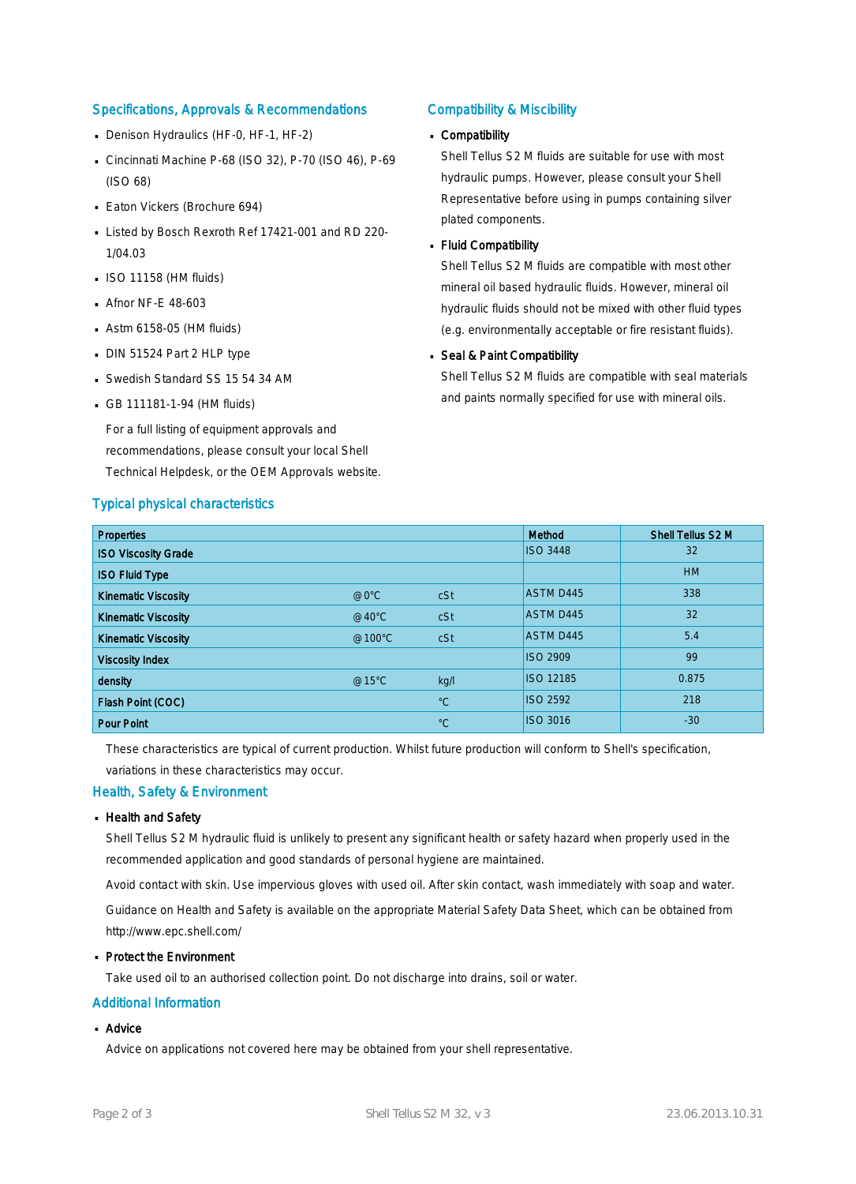## Specifications, Approvals & Recommendations

- Denison Hydraulics (HF-0, HF-1, HF-2)
- Cincinnati Machine P-68 (ISO 32), P-70 (ISO 46), P-69 (ISO 68)
- Eaton Vickers (Brochure 694)
- Listed by Bosch Rexroth Ref 17421-001 and RD 220-1/04.03
- ISO 11158 (HM fluids)
- Afnor NF-E 48-603
- Astm 6158-05 (HM fluids)
- DIN 51524 Part 2 HLP type
- Swedish Standard SS 15 54 34 AM
- GB 111181-1-94 (HM fluids)

For a full listing of equipment approvals and recommendations, please consult your local Shell Technical Helpdesk, or the OEM Approvals website.

## Compatibility & Miscibility

- **Compatibility**

  Shell Tellus S2 M fluids are suitable for use with most hydraulic pumps. However, please consult your Shell Representative before using in pumps containing silver plated components.

- **Fluid Compatibility**

  Shell Tellus S2 M fluids are compatible with most other mineral oil based hydraulic fluids. However, mineral oil hydraulic fluids should not be mixed with other fluid types (e.g. environmentally acceptable or fire resistant fluids).

- **Seal & Paint Compatibility**

  Shell Tellus S2 M fluids are compatible with seal materials and paints normally specified for use with mineral oils.

## Typical physical characteristics

| Properties | | | Method | Shell Tellus S2 M |
|---|---|---|---|---|
| ISO Viscosity Grade | | | ISO 3448 | 32 |
| ISO Fluid Type | | | | HM |
| Kinematic Viscosity | @0°C | cSt | ASTM D445 | 338 |
| Kinematic Viscosity | @40°C | cSt | ASTM D445 | 32 |
| Kinematic Viscosity | @100°C | cSt | ASTM D445 | 5.4 |
| Viscosity Index | | | ISO 2909 | 99 |
| density | @15°C | kg/l | ISO 12185 | 0.875 |
| Flash Point (COC) | | °C | ISO 2592 | 218 |
| Pour Point | | °C | ISO 3016 | -30 |

These characteristics are typical of current production. Whilst future production will conform to Shell's specification, variations in these characteristics may occur.

## Health, Safety & Environment

- **Health and Safety**

  Shell Tellus S2 M hydraulic fluid is unlikely to present any significant health or safety hazard when properly used in the recommended application and good standards of personal hygiene are maintained.

  Avoid contact with skin. Use impervious gloves with used oil. After skin contact, wash immediately with soap and water.

  Guidance on Health and Safety is available on the appropriate Material Safety Data Sheet, which can be obtained from http://www.epc.shell.com/

- **Protect the Environment**

  Take used oil to an authorised collection point. Do not discharge into drains, soil or water.

## Additional Information

- **Advice**

  Advice on applications not covered here may be obtained from your shell representative.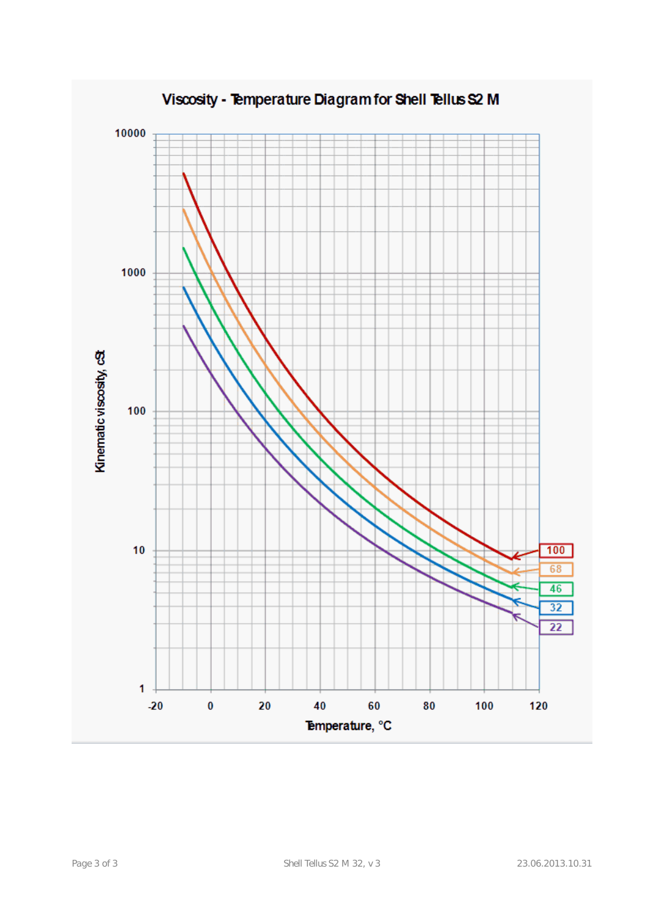# Viscosity - Temperature Diagram for Shell Tellus S2 M

Kinematic viscosity, cSt

10000

1000

100

10

1

-20 0 20 40 60 80 100 120

Temperature, °C

100

68

46

32

22